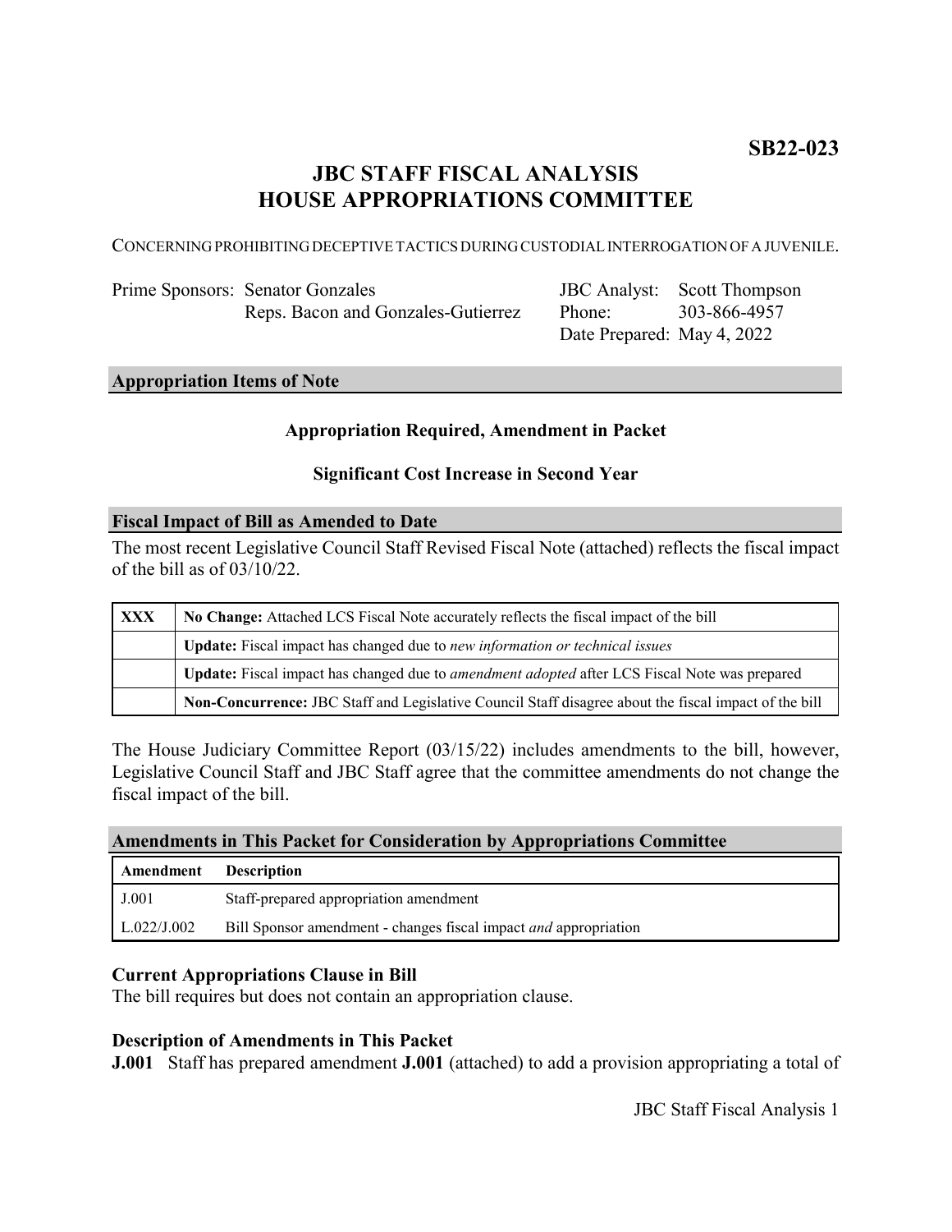**SB22-023**

# JBC STAFF FISCAL ANALYSIS
# HOUSE APPROPRIATIONS COMMITTEE

CONCERNING PROHIBITING DECEPTIVE TACTICS DURING CUSTODIAL INTERROGATION OF A JUVENILE.

| | | | |
|---|---|---|---|
| Prime Sponsors: | Senator Gonzales | JBC Analyst: | Scott Thompson |
| | Reps. Bacon and Gonzales-Gutierrez | Phone: | 303-866-4957 |
| | | Date Prepared: | May 4, 2022 |

## Appropriation Items of Note

**Appropriation Required, Amendment in Packet**

**Significant Cost Increase in Second Year**

## Fiscal Impact of Bill as Amended to Date

The most recent Legislative Council Staff Revised Fiscal Note (attached) reflects the fiscal impact of the bill as of 03/10/22.

| | |
|---|---|
| **XXX** | **No Change:** Attached LCS Fiscal Note accurately reflects the fiscal impact of the bill |
| | **Update:** Fiscal impact has changed due to *new information or technical issues* |
| | **Update:** Fiscal impact has changed due to *amendment adopted* after LCS Fiscal Note was prepared |
| | **Non-Concurrence:** JBC Staff and Legislative Council Staff disagree about the fiscal impact of the bill |

The House Judiciary Committee Report (03/15/22) includes amendments to the bill, however, Legislative Council Staff and JBC Staff agree that the committee amendments do not change the fiscal impact of the bill.

## Amendments in This Packet for Consideration by Appropriations Committee

| Amendment | Description |
|---|---|
| J.001 | Staff-prepared appropriation amendment |
| L.022/J.002 | Bill Sponsor amendment - changes fiscal impact *and* appropriation |

### Current Appropriations Clause in Bill

The bill requires but does not contain an appropriation clause.

### Description of Amendments in This Packet

**J.001** Staff has prepared amendment **J.001** (attached) to add a provision appropriating a total of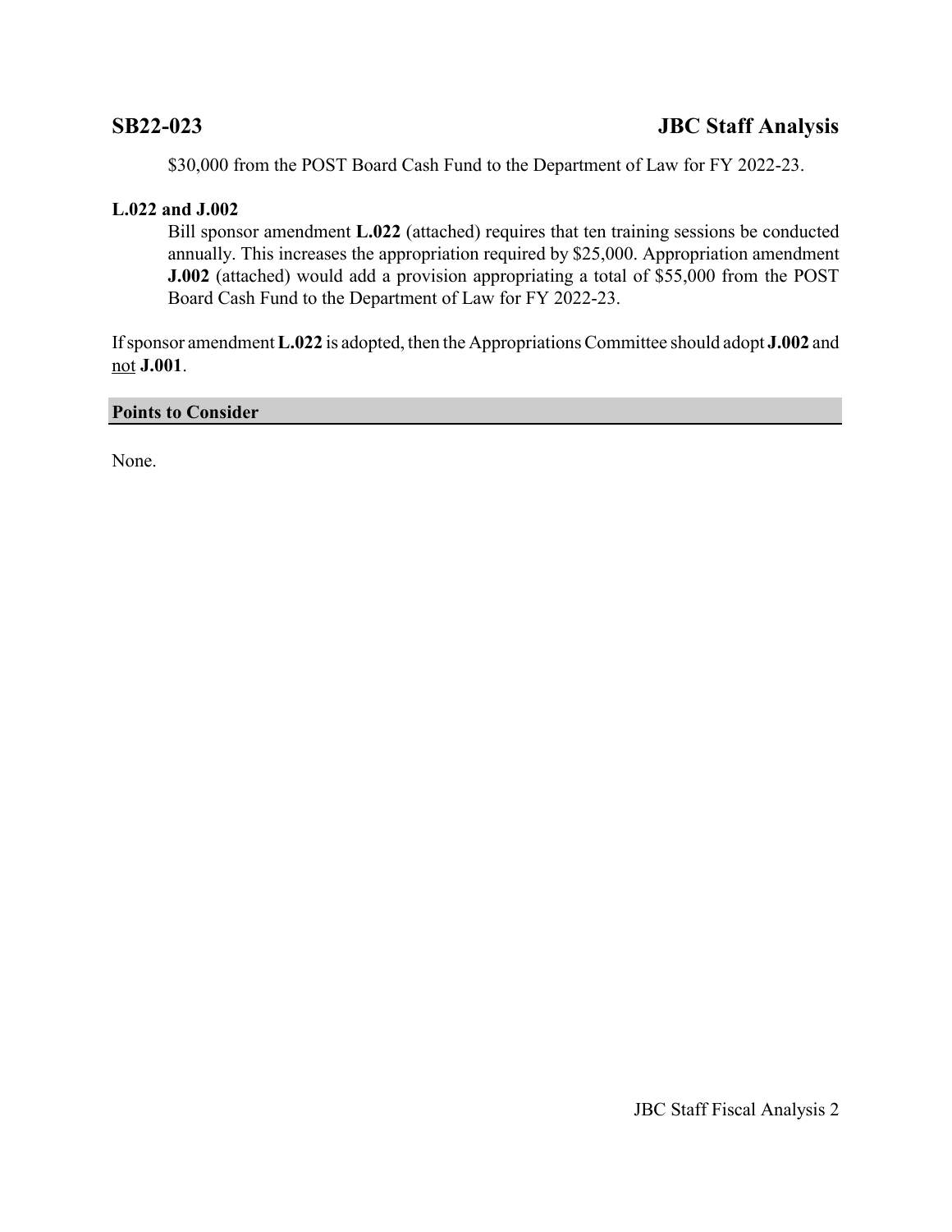$30,000 from the POST Board Cash Fund to the Department of Law for FY 2022-23.

**L.022 and J.002**

Bill sponsor amendment **L.022** (attached) requires that ten training sessions be conducted annually. This increases the appropriation required by $25,000. Appropriation amendment **J.002** (attached) would add a provision appropriating a total of $55,000 from the POST Board Cash Fund to the Department of Law for FY 2022-23.

If sponsor amendment **L.022** is adopted, then the Appropriations Committee should adopt **J.002** and not **J.001**.

## Points to Consider

None.